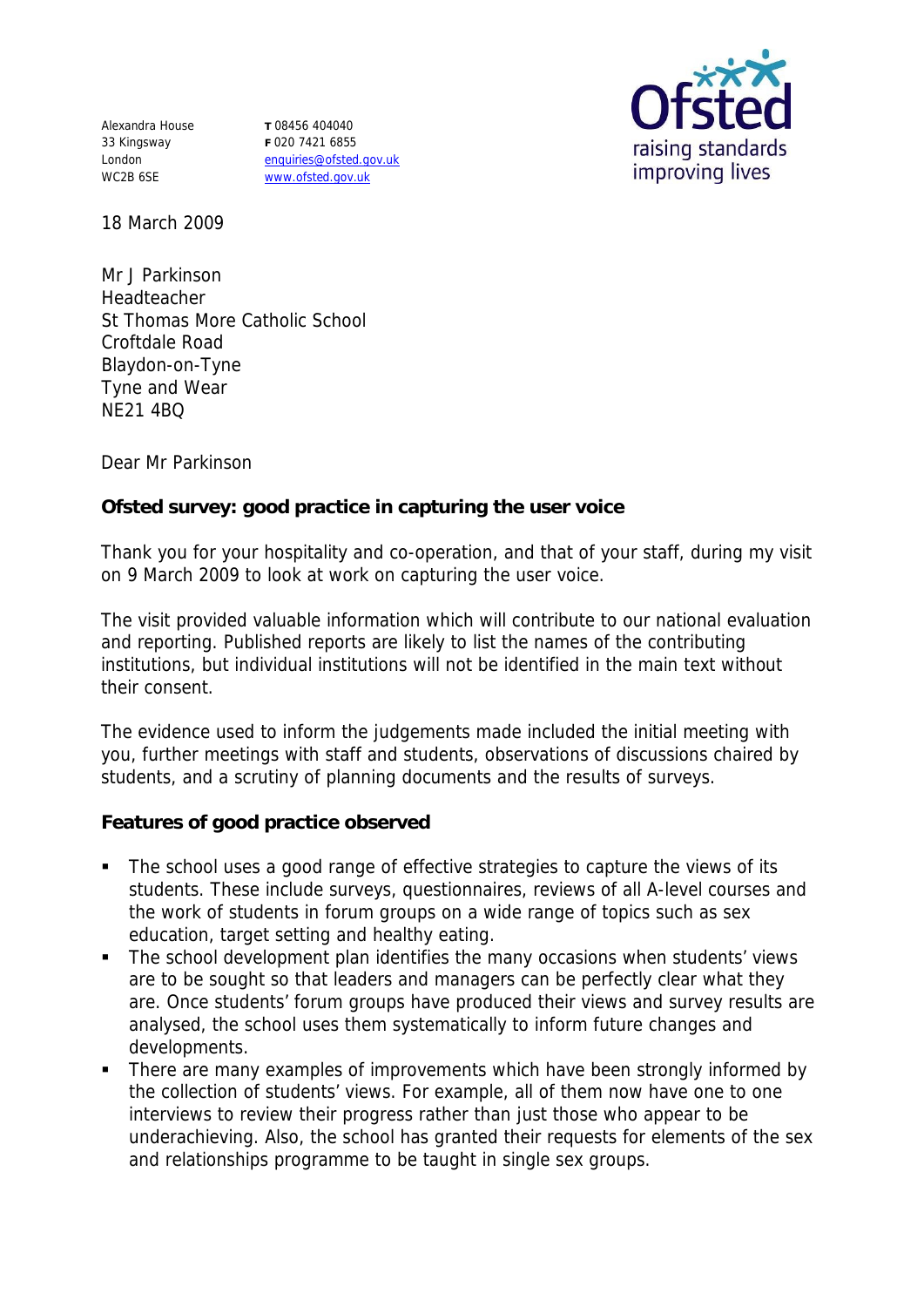Alexandra House
33 Kingsway
London
WC2B 6SE

**T** 08456 404040
**F** 020 7421 6855
enquiries@ofsted.gov.uk
www.ofsted.gov.uk

Ofsted
raising standards
improving lives

18 March 2009

Mr J Parkinson
Headteacher
St Thomas More Catholic School
Croftdale Road
Blaydon-on-Tyne
Tyne and Wear
NE21 4BQ

Dear Mr Parkinson

**Ofsted survey: good practice in capturing the user voice**

Thank you for your hospitality and co-operation, and that of your staff, during my visit on 9 March 2009 to look at work on capturing the user voice.

The visit provided valuable information which will contribute to our national evaluation and reporting. Published reports are likely to list the names of the contributing institutions, but individual institutions will not be identified in the main text without their consent.

The evidence used to inform the judgements made included the initial meeting with you, further meetings with staff and students, observations of discussions chaired by students, and a scrutiny of planning documents and the results of surveys.

**Features of good practice observed**

- The school uses a good range of effective strategies to capture the views of its students. These include surveys, questionnaires, reviews of all A-level courses and the work of students in forum groups on a wide range of topics such as sex education, target setting and healthy eating.
- The school development plan identifies the many occasions when students' views are to be sought so that leaders and managers can be perfectly clear what they are. Once students' forum groups have produced their views and survey results are analysed, the school uses them systematically to inform future changes and developments.
- There are many examples of improvements which have been strongly informed by the collection of students' views. For example, all of them now have one to one interviews to review their progress rather than just those who appear to be underachieving. Also, the school has granted their requests for elements of the sex and relationships programme to be taught in single sex groups.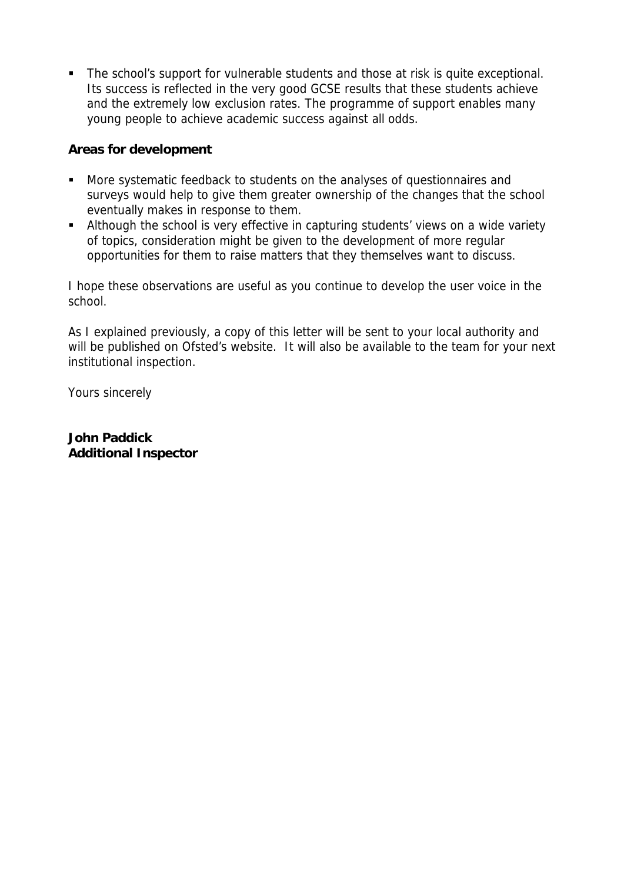- The school's support for vulnerable students and those at risk is quite exceptional. Its success is reflected in the very good GCSE results that these students achieve and the extremely low exclusion rates. The programme of support enables many young people to achieve academic success against all odds.

**Areas for development**

- More systematic feedback to students on the analyses of questionnaires and surveys would help to give them greater ownership of the changes that the school eventually makes in response to them.
- Although the school is very effective in capturing students' views on a wide variety of topics, consideration might be given to the development of more regular opportunities for them to raise matters that they themselves want to discuss.

I hope these observations are useful as you continue to develop the user voice in the school.

As I explained previously, a copy of this letter will be sent to your local authority and will be published on Ofsted's website. It will also be available to the team for your next institutional inspection.

Yours sincerely

**John Paddick**
**Additional Inspector**